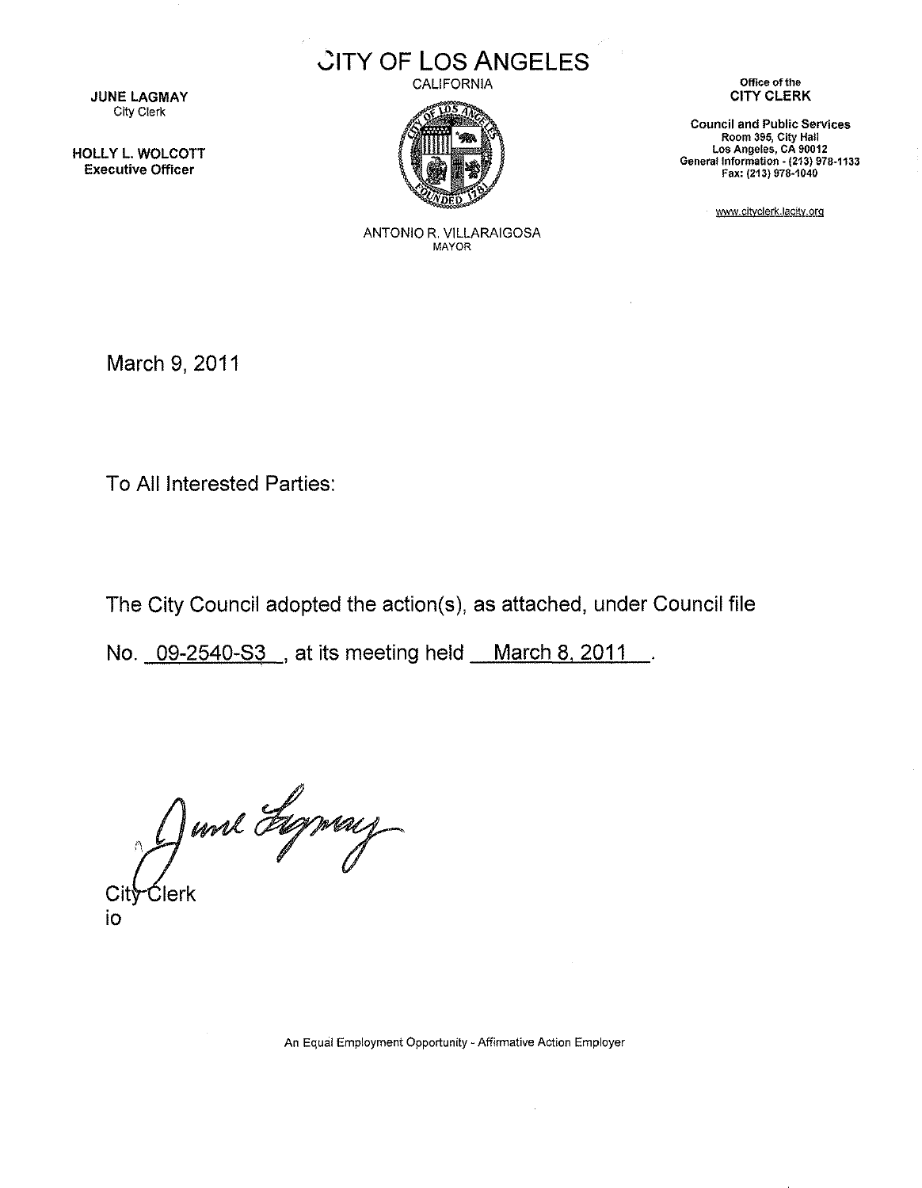# CITY OF LOS ANGELES

CALIFORNIA

**JUNE LAGMAY**
City Clerk

**HOLLY L. WOLCOTT**
**Executive Officer**

ANTONIO R. VILLARAIGOSA
MAYOR

Office of the
**CITY CLERK**

**Council and Public Services**
Room 395, City Hall
Los Angeles, CA 90012
General Information - (213) 978-1133
Fax: (213) 978-1040

www.cityclerk.lacity.org

March 9, 2011

To All Interested Parties:

The City Council adopted the action(s), as attached, under Council file No. 09-2540-S3, at its meeting held March 8, 2011.

June Lagmay

City Clerk
io

An Equal Employment Opportunity - Affirmative Action Employer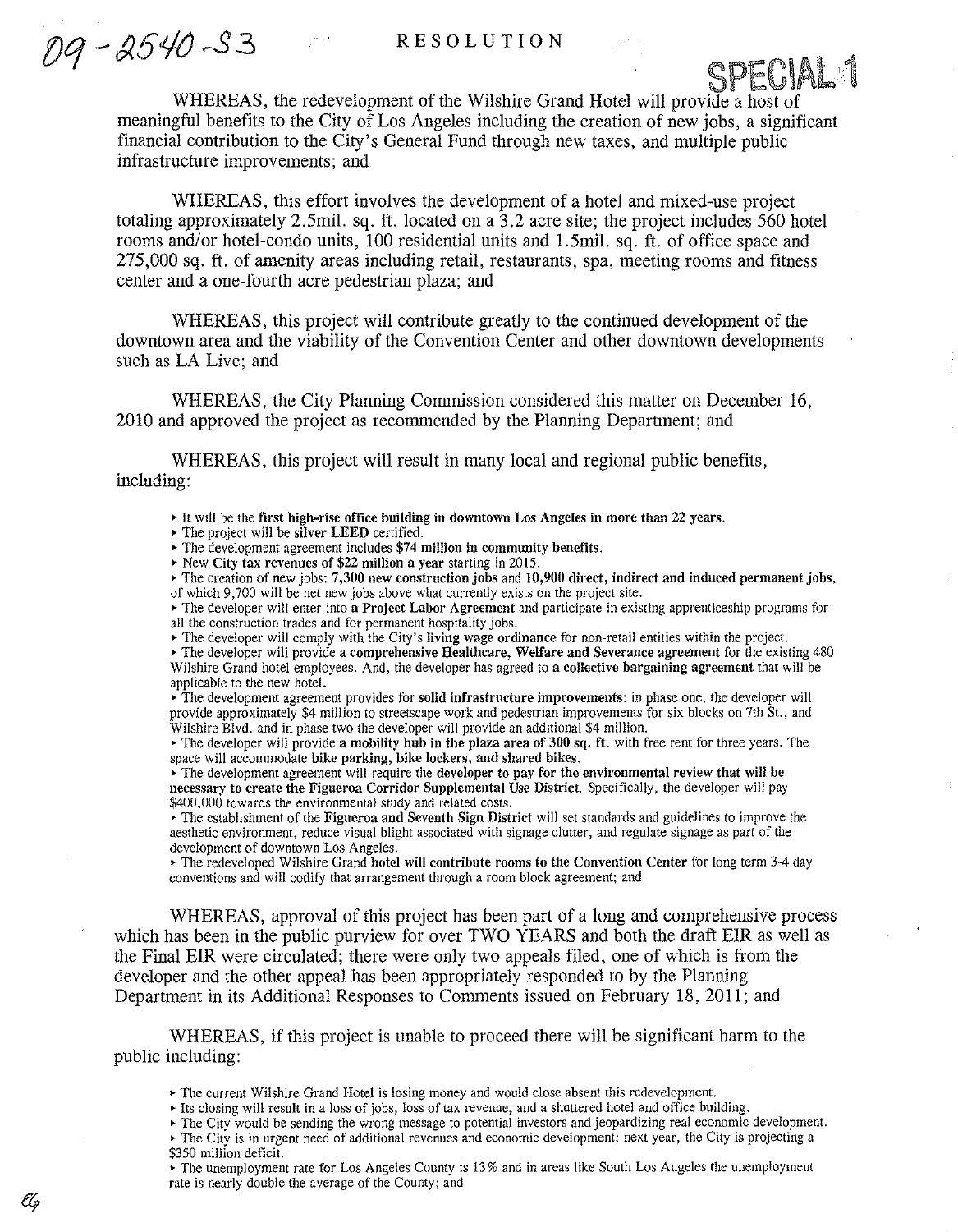09-2540-S3

# RESOLUTION

SPECIAL 1

WHEREAS, the redevelopment of the Wilshire Grand Hotel will provide a host of meaningful benefits to the City of Los Angeles including the creation of new jobs, a significant financial contribution to the City's General Fund through new taxes, and multiple public infrastructure improvements; and

WHEREAS, this effort involves the development of a hotel and mixed-use project totaling approximately 2.5mil. sq. ft. located on a 3.2 acre site; the project includes 560 hotel rooms and/or hotel-condo units, 100 residential units and 1.5mil. sq. ft. of office space and 275,000 sq. ft. of amenity areas including retail, restaurants, spa, meeting rooms and fitness center and a one-fourth acre pedestrian plaza; and

WHEREAS, this project will contribute greatly to the continued development of the downtown area and the viability of the Convention Center and other downtown developments such as LA Live; and

WHEREAS, the City Planning Commission considered this matter on December 16, 2010 and approved the project as recommended by the Planning Department; and

WHEREAS, this project will result in many local and regional public benefits, including:

- It will be the **first high-rise office building in downtown Los Angeles in more than 22 years.**
- The project will be **silver LEED** certified.
- The development agreement includes **$74 million in community benefits.**
- New **City tax revenues of $22 million a year** starting in 2015.
- The creation of new jobs: **7,300 new construction jobs** and **10,900 direct, indirect and induced permanent jobs,** of which 9,700 will be net new jobs above what currently exists on the project site.
- The developer will enter into **a Project Labor Agreement** and participate in existing apprenticeship programs for all the construction trades and for permanent hospitality jobs.
- The developer will comply with the City's **living wage ordinance** for non-retail entities within the project.
- The developer will provide a **comprehensive Healthcare, Welfare and Severance agreement** for the existing 480 Wilshire Grand hotel employees. And, the developer has agreed to **a collective bargaining agreement** that will be applicable to the new hotel.
- The development agreement provides for **solid infrastructure improvements**: in phase one, the developer will provide approximately $4 million to streetscape work and pedestrian improvements for six blocks on 7th St., and Wilshire Blvd. and in phase two the developer will provide an additional $4 million.
- The developer will provide **a mobility hub in the plaza area of 300 sq. ft.** with free rent for three years. The space will accommodate **bike parking, bike lockers, and shared bikes.**
- The development agreement will require the **developer to pay for the environmental review that will be necessary to create the Figueroa Corridor Supplemental Use District.** Specifically, the developer will pay $400,000 towards the environmental study and related costs.
- The establishment of the **Figueroa and Seventh Sign District** will set standards and guidelines to improve the aesthetic environment, reduce visual blight associated with signage clutter, and regulate signage as part of the development of downtown Los Angeles.
- The redeveloped Wilshire Grand **hotel will contribute rooms to the Convention Center** for long term 3-4 day conventions and will codify that arrangement through a room block agreement; and

WHEREAS, approval of this project has been part of a long and comprehensive process which has been in the public purview for over TWO YEARS and both the draft EIR as well as the Final EIR were circulated; there were only two appeals filed, one of which is from the developer and the other appeal has been appropriately responded to by the Planning Department in its Additional Responses to Comments issued on February 18, 2011; and

WHEREAS, if this project is unable to proceed there will be significant harm to the public including:

- The current Wilshire Grand Hotel is losing money and would close absent this redevelopment.
- Its closing will result in a loss of jobs, loss of tax revenue, and a shuttered hotel and office building.
- The City would be sending the wrong message to potential investors and jeopardizing real economic development.
- The City is in urgent need of additional revenues and economic development; next year, the City is projecting a $350 million deficit.
- The unemployment rate for Los Angeles County is 13% and in areas like South Los Angeles the unemployment rate is nearly double the average of the County; and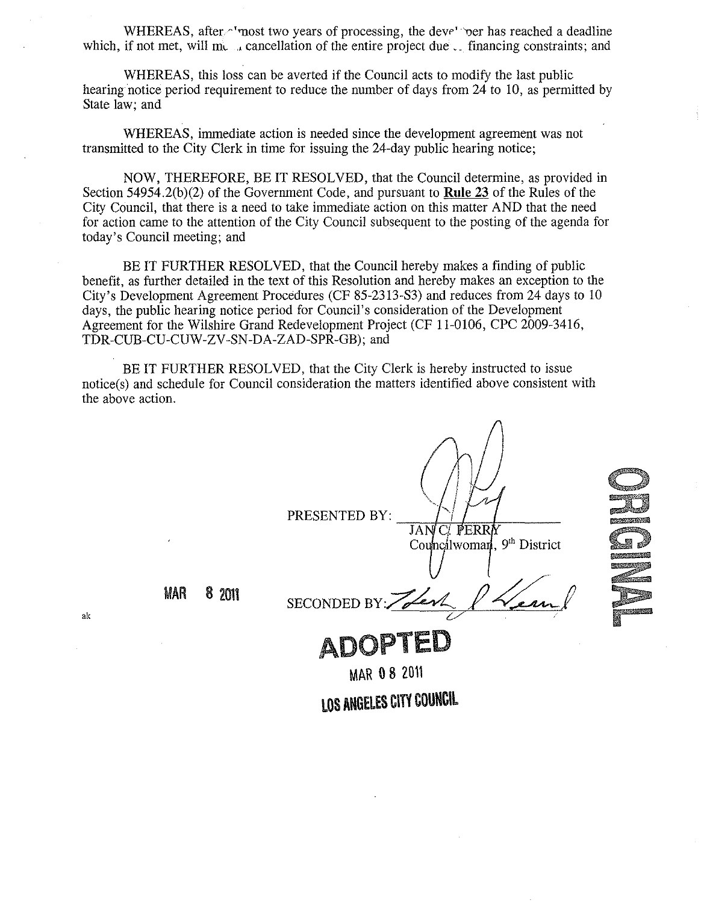WHEREAS, after almost two years of processing, the developer has reached a deadline which, if not met, will mean cancellation of the entire project due to financing constraints; and

WHEREAS, this loss can be averted if the Council acts to modify the last public hearing notice period requirement to reduce the number of days from 24 to 10, as permitted by State law; and

WHEREAS, immediate action is needed since the development agreement was not transmitted to the City Clerk in time for issuing the 24-day public hearing notice;

NOW, THEREFORE, BE IT RESOLVED, that the Council determine, as provided in Section 54954.2(b)(2) of the Government Code, and pursuant to **Rule 23** of the Rules of the City Council, that there is a need to take immediate action on this matter AND that the need for action came to the attention of the City Council subsequent to the posting of the agenda for today's Council meeting; and

BE IT FURTHER RESOLVED, that the Council hereby makes a finding of public benefit, as further detailed in the text of this Resolution and hereby makes an exception to the City's Development Agreement Procedures (CF 85-2313-S3) and reduces from 24 days to 10 days, the public hearing notice period for Council's consideration of the Development Agreement for the Wilshire Grand Redevelopment Project (CF 11-0106, CPC 2009-3416, TDR-CUB-CU-CUW-ZV-SN-DA-ZAD-SPR-GB); and

BE IT FURTHER RESOLVED, that the City Clerk is hereby instructed to issue notice(s) and schedule for Council consideration the matters identified above consistent with the above action.

PRESENTED BY: ______________________
JAN C. PERRY
Councilwoman, 9th District

MAR 8 2011

SECONDED BY: ______________________

ak

ORIGINAL

**ADOPTED**

MAR 08 2011

LOS ANGELES CITY COUNCIL